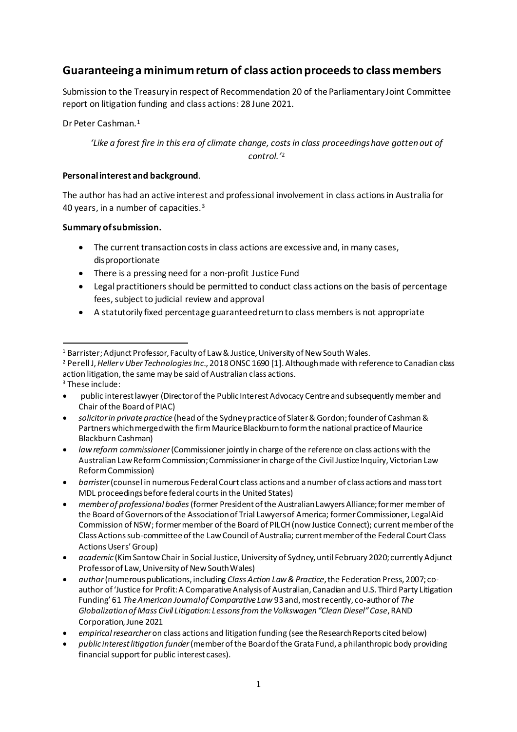## Guaranteeing a minimum return of class action proceeds to class members

Submission to the Treasury in respect of Recommendation 20 of the Parliamentary Joint Committee report on litigation funding and class actions: 28 June 2021.

Dr Peter Cashman.[1]

> *'Like a forest fire in this era of climate change, costs in class proceedings have gotten out of control.'*[2]

**Personal interest and background**.

The author has had an active interest and professional involvement in class actions in Australia for 40 years, in a number of capacities.[3]

**Summary of submission.**

- The current transaction costs in class actions are excessive and, in many cases, disproportionate
- There is a pressing need for a non-profit Justice Fund
- Legal practitioners should be permitted to conduct class actions on the basis of percentage fees, subject to judicial review and approval
- A statutorily fixed percentage guaranteed return to class members is not appropriate

---

[1] Barrister; Adjunct Professor, Faculty of Law & Justice, University of New South Wales.

[2] Perell J, *Heller v Uber Technologies Inc*., 2018 ONSC 1690 [1]. Although made with reference to Canadian class action litigation, the same may be said of Australian class actions.

[3] These include:

- public interest lawyer (Director of the Public Interest Advocacy Centre and subsequently member and Chair of the Board of PIAC)
- *solicitor in private practice* (head of the Sydney practice of Slater & Gordon; founder of Cashman & Partners which merged with the firm Maurice Blackburn to form the national practice of Maurice Blackburn Cashman)
- *law reform commissioner* (Commissioner jointly in charge of the reference on class actions with the Australian Law Reform Commission; Commissioner in charge of the Civil Justice Inquiry, Victorian Law Reform Commission)
- *barrister* (counsel in numerous Federal Court class actions and a number of class actions and mass tort MDL proceedings before federal courts in the United States)
- *member of professional bodies* (former President of the Australian Lawyers Alliance; former member of the Board of Governors of the Association of Trial Lawyers of America; former Commissioner, Legal Aid Commission of NSW; former member of the Board of PILCH (now Justice Connect); current member of the Class Actions sub-committee of the Law Council of Australia; current member of the Federal Court Class Actions Users' Group)
- *academic* (Kim Santow Chair in Social Justice, University of Sydney, until February 2020; currently Adjunct Professor of Law, University of New South Wales)
- *author* (numerous publications, including *Class Action Law & Practice*, the Federation Press, 2007; co-author of 'Justice for Profit: A Comparative Analysis of Australian, Canadian and U.S. Third Party Litigation Funding' 61 *The American Journal of Comparative Law* 93 and, most recently, co-author of *The Globalization of Mass Civil Litigation: Lessons from the Volkswagen "Clean Diesel" Case*, RAND Corporation, June 2021
- *empirical researcher* on class actions and litigation funding (see the Research Reports cited below)
- *public interest litigation funder* (member of the Board of the Grata Fund, a philanthropic body providing financial support for public interest cases).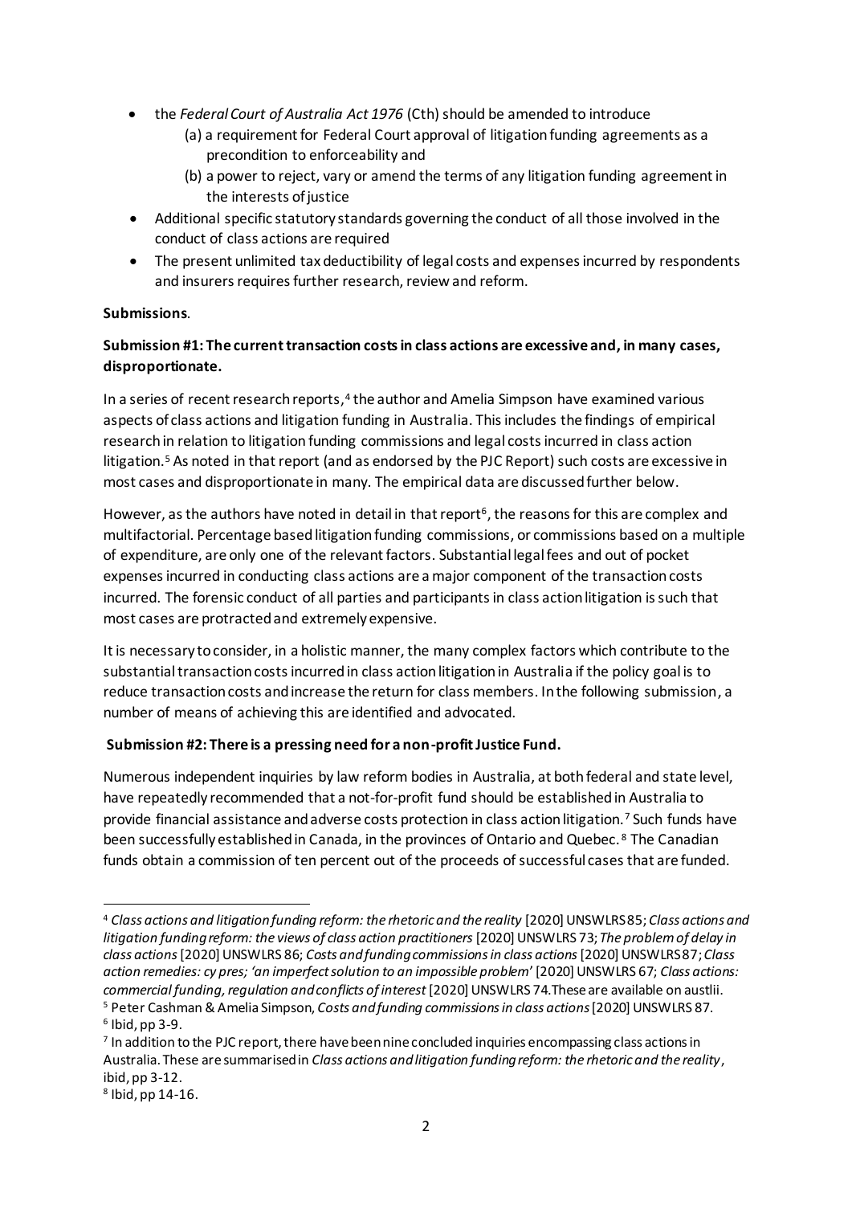- the *Federal Court of Australia Act 1976* (Cth) should be amended to introduce
    - (a) a requirement for Federal Court approval of litigation funding agreements as a precondition to enforceability and
    - (b) a power to reject, vary or amend the terms of any litigation funding agreement in the interests of justice
- Additional specific statutory standards governing the conduct of all those involved in the conduct of class actions are required
- The present unlimited tax deductibility of legal costs and expenses incurred by respondents and insurers requires further research, review and reform.

**Submissions**.

**Submission #1: The current transaction costs in class actions are excessive and, in many cases, disproportionate.**

In a series of recent research reports,[4] the author and Amelia Simpson have examined various aspects of class actions and litigation funding in Australia. This includes the findings of empirical research in relation to litigation funding commissions and legal costs incurred in class action litigation.[5] As noted in that report (and as endorsed by the PJC Report) such costs are excessive in most cases and disproportionate in many. The empirical data are discussed further below.

However, as the authors have noted in detail in that report[6], the reasons for this are complex and multifactorial. Percentage based litigation funding commissions, or commissions based on a multiple of expenditure, are only one of the relevant factors. Substantial legal fees and out of pocket expenses incurred in conducting class actions are a major component of the transaction costs incurred. The forensic conduct of all parties and participants in class action litigation is such that most cases are protracted and extremely expensive.

It is necessary to consider, in a holistic manner, the many complex factors which contribute to the substantial transaction costs incurred in class action litigation in Australia if the policy goal is to reduce transaction costs and increase the return for class members. In the following submission, a number of means of achieving this are identified and advocated.

**Submission #2: There is a pressing need for a non-profit Justice Fund.**

Numerous independent inquiries by law reform bodies in Australia, at both federal and state level, have repeatedly recommended that a not-for-profit fund should be established in Australia to provide financial assistance and adverse costs protection in class action litigation.[7] Such funds have been successfully established in Canada, in the provinces of Ontario and Quebec.[8] The Canadian funds obtain a commission of ten percent out of the proceeds of successful cases that are funded.

---

[4] *Class actions and litigation funding reform: the rhetoric and the reality* [2020] UNSWLRS 85; *Class actions and litigation funding reform: the views of class action practitioners* [2020] UNSWLRS 73; *The problem of delay in class actions* [2020] UNSWLRS 86; *Costs and funding commissions in class actions* [2020] UNSWLRS 87; *Class action remedies: cy pres; 'an imperfect solution to an impossible problem'* [2020] UNSWLRS 67; *Class actions: commercial funding, regulation and conflicts of interest* [2020] UNSWLRS 74. These are available on austlii.

[5] Peter Cashman & Amelia Simpson, *Costs and funding commissions in class actions* [2020] UNSWLRS 87.

[6] Ibid, pp 3-9.

[7] In addition to the PJC report, there have been nine concluded inquiries encompassing class actions in Australia. These are summarised in *Class actions and litigation funding reform: the rhetoric and the reality*, ibid, pp 3-12.

[8] Ibid, pp 14-16.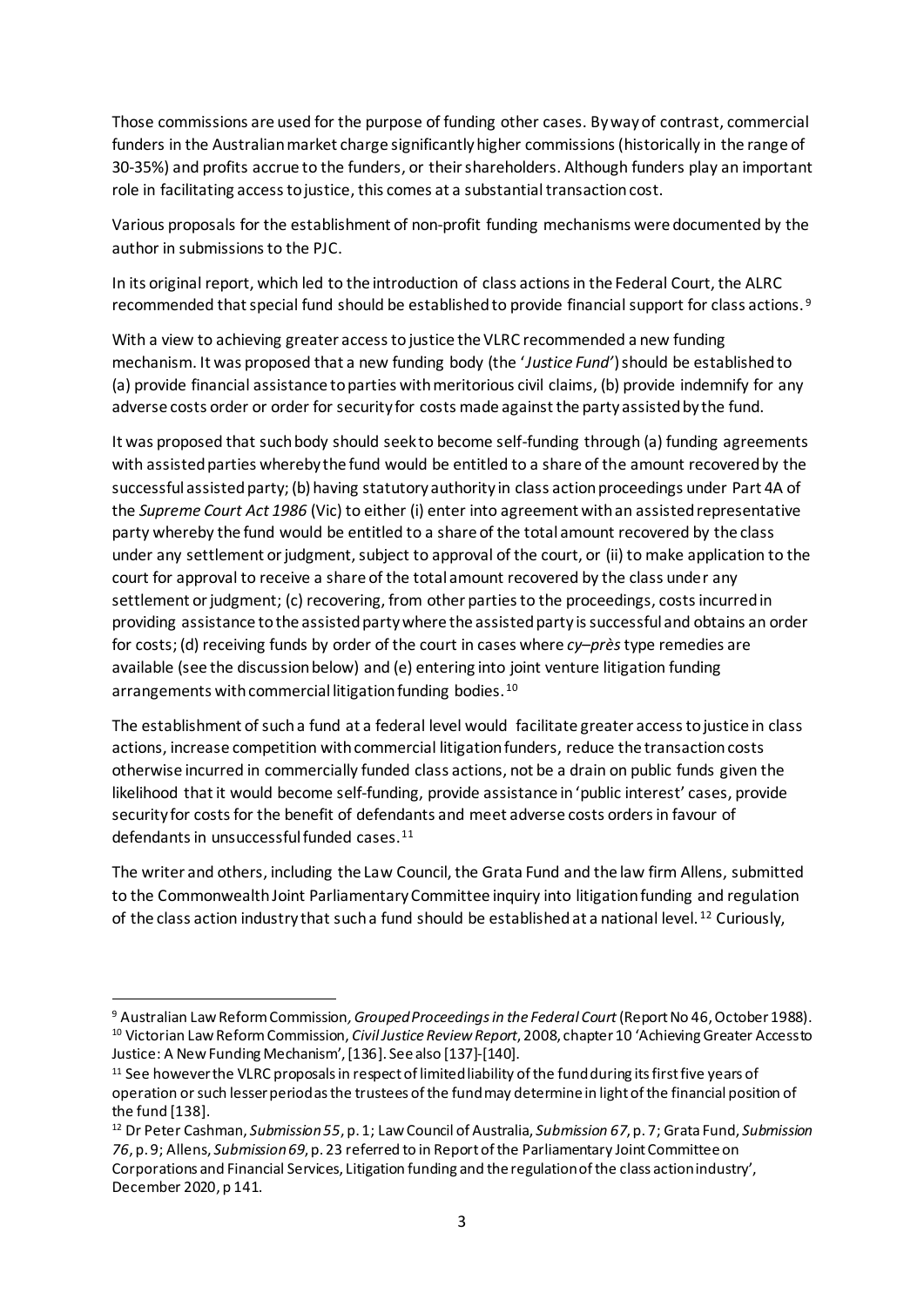Those commissions are used for the purpose of funding other cases. By way of contrast, commercial funders in the Australian market charge significantly higher commissions (historically in the range of 30-35%) and profits accrue to the funders, or their shareholders. Although funders play an important role in facilitating access to justice, this comes at a substantial transaction cost.

Various proposals for the establishment of non-profit funding mechanisms were documented by the author in submissions to the PJC.

In its original report, which led to the introduction of class actions in the Federal Court, the ALRC recommended that special fund should be established to provide financial support for class actions.[9]

With a view to achieving greater access to justice the VLRC recommended a new funding mechanism. It was proposed that a new funding body (the '*Justice Fund*') should be established to (a) provide financial assistance to parties with meritorious civil claims, (b) provide indemnify for any adverse costs order or order for security for costs made against the party assisted by the fund.

It was proposed that such body should seek to become self-funding through (a) funding agreements with assisted parties whereby the fund would be entitled to a share of the amount recovered by the successful assisted party; (b) having statutory authority in class action proceedings under Part 4A of the *Supreme Court Act 1986* (Vic) to either (i) enter into agreement with an assisted representative party whereby the fund would be entitled to a share of the total amount recovered by the class under any settlement or judgment, subject to approval of the court, or (ii) to make application to the court for approval to receive a share of the total amount recovered by the class under any settlement or judgment; (c) recovering, from other parties to the proceedings, costs incurred in providing assistance to the assisted party where the assisted party is successful and obtains an order for costs; (d) receiving funds by order of the court in cases where *cy–près* type remedies are available (see the discussion below) and (e) entering into joint venture litigation funding arrangements with commercial litigation funding bodies.[10]

The establishment of such a fund at a federal level would facilitate greater access to justice in class actions, increase competition with commercial litigation funders, reduce the transaction costs otherwise incurred in commercially funded class actions, not be a drain on public funds given the likelihood that it would become self-funding, provide assistance in 'public interest' cases, provide security for costs for the benefit of defendants and meet adverse costs orders in favour of defendants in unsuccessful funded cases.[11]

The writer and others, including the Law Council, the Grata Fund and the law firm Allens, submitted to the Commonwealth Joint Parliamentary Committee inquiry into litigation funding and regulation of the class action industry that such a fund should be established at a national level.[12] Curiously,

---

[9] Australian Law Reform Commission, *Grouped Proceedings in the Federal Court* (Report No 46, October 1988).

[10] Victorian Law Reform Commission, *Civil Justice Review Report*, 2008, chapter 10 'Achieving Greater Access to Justice: A New Funding Mechanism', [136]. See also [137]-[140].

[11] See however the VLRC proposals in respect of limited liability of the fund during its first five years of operation or such lesser period as the trustees of the fund may determine in light of the financial position of the fund [138].

[12] Dr Peter Cashman, *Submission 55*, p. 1; Law Council of Australia, *Submission 67*, p. 7; Grata Fund, *Submission 76*, p. 9; Allens, *Submission 69*, p. 23 referred to in Report of the Parliamentary Joint Committee on Corporations and Financial Services, Litigation funding and the regulation of the class action industry', December 2020, p 141.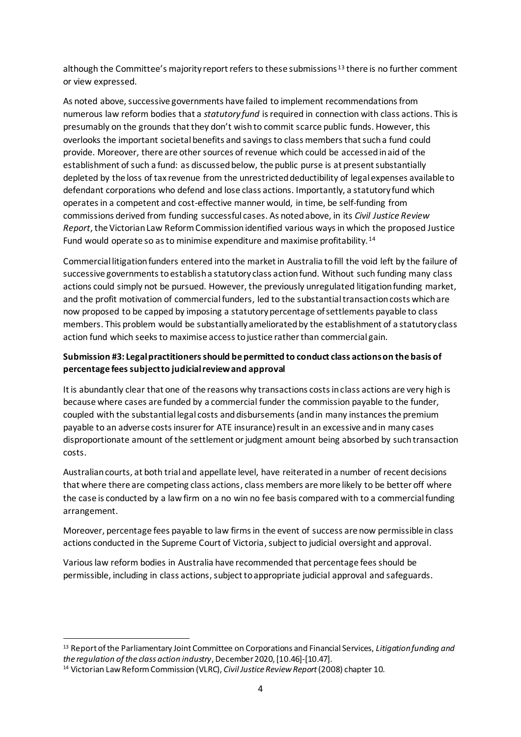although the Committee's majority report refers to these submissions[13] there is no further comment or view expressed.

As noted above, successive governments have failed to implement recommendations from numerous law reform bodies that a *statutory fund* is required in connection with class actions. This is presumably on the grounds that they don't wish to commit scarce public funds. However, this overlooks the important societal benefits and savings to class members that such a fund could provide. Moreover, there are other sources of revenue which could be accessed in aid of the establishment of such a fund: as discussed below, the public purse is at present substantially depleted by the loss of tax revenue from the unrestricted deductibility of legal expenses available to defendant corporations who defend and lose class actions. Importantly, a statutory fund which operates in a competent and cost-effective manner would, in time, be self-funding from commissions derived from funding successful cases. As noted above, in its *Civil Justice Review Report*, the Victorian Law Reform Commission identified various ways in which the proposed Justice Fund would operate so as to minimise expenditure and maximise profitability.[14]

Commercial litigation funders entered into the market in Australia to fill the void left by the failure of successive governments to establish a statutory class action fund. Without such funding many class actions could simply not be pursued. However, the previously unregulated litigation funding market, and the profit motivation of commercial funders, led to the substantial transaction costs which are now proposed to be capped by imposing a statutory percentage of settlements payable to class members. This problem would be substantially ameliorated by the establishment of a statutory class action fund which seeks to maximise access to justice rather than commercial gain.

**Submission #3: Legal practitioners should be permitted to conduct class actions on the basis of percentage fees subject to judicial review and approval**

It is abundantly clear that one of the reasons why transactions costs in class actions are very high is because where cases are funded by a commercial funder the commission payable to the funder, coupled with the substantial legal costs and disbursements (and in many instances the premium payable to an adverse costs insurer for ATE insurance) result in an excessive and in many cases disproportionate amount of the settlement or judgment amount being absorbed by such transaction costs.

Australian courts, at both trial and appellate level, have reiterated in a number of recent decisions that where there are competing class actions, class members are more likely to be better off where the case is conducted by a law firm on a no win no fee basis compared with to a commercial funding arrangement.

Moreover, percentage fees payable to law firms in the event of success are now permissible in class actions conducted in the Supreme Court of Victoria, subject to judicial oversight and approval.

Various law reform bodies in Australia have recommended that percentage fees should be permissible, including in class actions, subject to appropriate judicial approval and safeguards.

---

[13] Report of the Parliamentary Joint Committee on Corporations and Financial Services, *Litigation funding and the regulation of the class action industry*, December 2020, [10.46]-[10.47].

[14] Victorian Law Reform Commission (VLRC), *Civil Justice Review Report* (2008) chapter 10.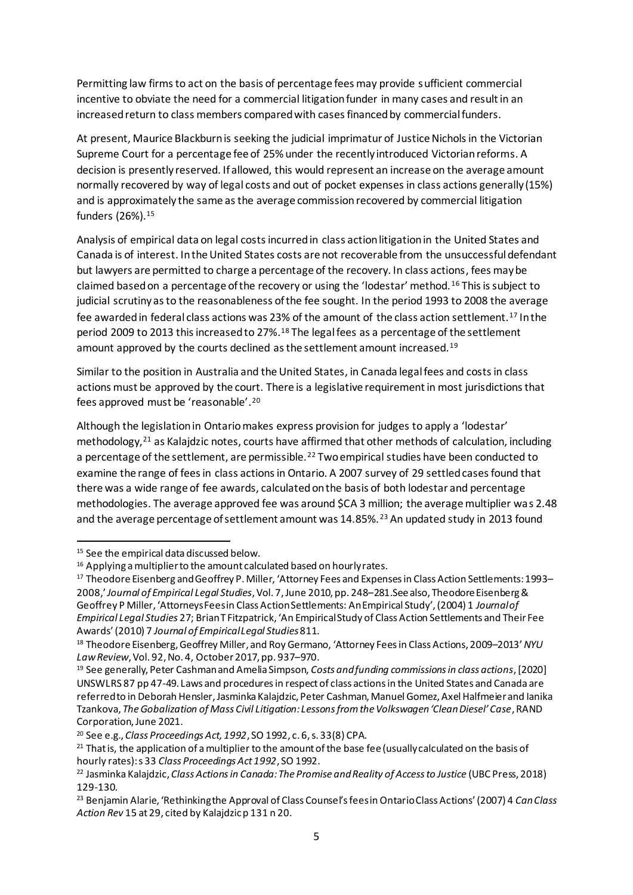Permitting law firms to act on the basis of percentage fees may provide sufficient commercial incentive to obviate the need for a commercial litigation funder in many cases and result in an increased return to class members compared with cases financed by commercial funders.

At present, Maurice Blackburn is seeking the judicial imprimatur of Justice Nichols in the Victorian Supreme Court for a percentage fee of 25% under the recently introduced Victorian reforms. A decision is presently reserved. If allowed, this would represent an increase on the average amount normally recovered by way of legal costs and out of pocket expenses in class actions generally (15%) and is approximately the same as the average commission recovered by commercial litigation funders (26%).[15]

Analysis of empirical data on legal costs incurred in class action litigation in the United States and Canada is of interest. In the United States costs are not recoverable from the unsuccessful defendant but lawyers are permitted to charge a percentage of the recovery. In class actions, fees may be claimed based on a percentage of the recovery or using the 'lodestar' method.[16] This is subject to judicial scrutiny as to the reasonableness of the fee sought. In the period 1993 to 2008 the average fee awarded in federal class actions was 23% of the amount of the class action settlement.[17] In the period 2009 to 2013 this increased to 27%.[18] The legal fees as a percentage of the settlement amount approved by the courts declined as the settlement amount increased.[19]

Similar to the position in Australia and the United States, in Canada legal fees and costs in class actions must be approved by the court. There is a legislative requirement in most jurisdictions that fees approved must be 'reasonable'.[20]

Although the legislation in Ontario makes express provision for judges to apply a 'lodestar' methodology,[21] as Kalajdzic notes, courts have affirmed that other methods of calculation, including a percentage of the settlement, are permissible.[22] Two empirical studies have been conducted to examine the range of fees in class actions in Ontario. A 2007 survey of 29 settled cases found that there was a wide range of fee awards, calculated on the basis of both lodestar and percentage methodologies. The average approved fee was around $CA 3 million; the average multiplier was 2.48 and the average percentage of settlement amount was 14.85%.[23] An updated study in 2013 found

---

[15] See the empirical data discussed below.

[16] Applying a multiplier to the amount calculated based on hourly rates.

[17] Theodore Eisenberg and Geoffrey P. Miller, 'Attorney Fees and Expenses in Class Action Settlements: 1993–2008,' *Journal of Empirical Legal Studies*, Vol. 7, June 2010, pp. 248–281. See also, Theodore Eisenberg & Geoffrey P Miller, 'Attorneys Fees in Class Action Settlements: An Empirical Study', (2004) 1 *Journal of Empirical Legal Studies* 27; Brian T Fitzpatrick, 'An Empirical Study of Class Action Settlements and Their Fee Awards' (2010) 7 *Journal of Empirical Legal Studies* 811.

[18] Theodore Eisenberg, Geoffrey Miller, and Roy Germano, 'Attorney Fees in Class Actions, 2009–2013' *NYU Law Review*, Vol. 92, No. 4, October 2017, pp. 937–970.

[19] See generally, Peter Cashman and Amelia Simpson, *Costs and funding commissions in class actions*, [2020] UNSWLRS 87 pp 47-49. Laws and procedures in respect of class actions in the United States and Canada are referred to in Deborah Hensler, Jasminka Kalajdzic, Peter Cashman, Manuel Gomez, Axel Halfmeier and Ianika Tzankova, *The Gobalization of Mass Civil Litigation: Lessons from the Volkswagen 'Clean Diesel' Case*, RAND Corporation, June 2021.

[20] See e.g., *Class Proceedings Act, 1992*, SO 1992, c. 6, s. 33(8) CPA.

[21] That is, the application of a multiplier to the amount of the base fee (usually calculated on the basis of hourly rates): s 33 *Class Proceedings Act 1992*, SO 1992.

[22] Jasminka Kalajdzic, *Class Actions in Canada: The Promise and Reality of Access to Justice* (UBC Press, 2018) 129-130.

[23] Benjamin Alarie, 'Rethinking the Approval of Class Counsel's fees in Ontario Class Actions' (2007) 4 *Can Class Action Rev* 15 at 29, cited by Kalajdzic p 131 n 20.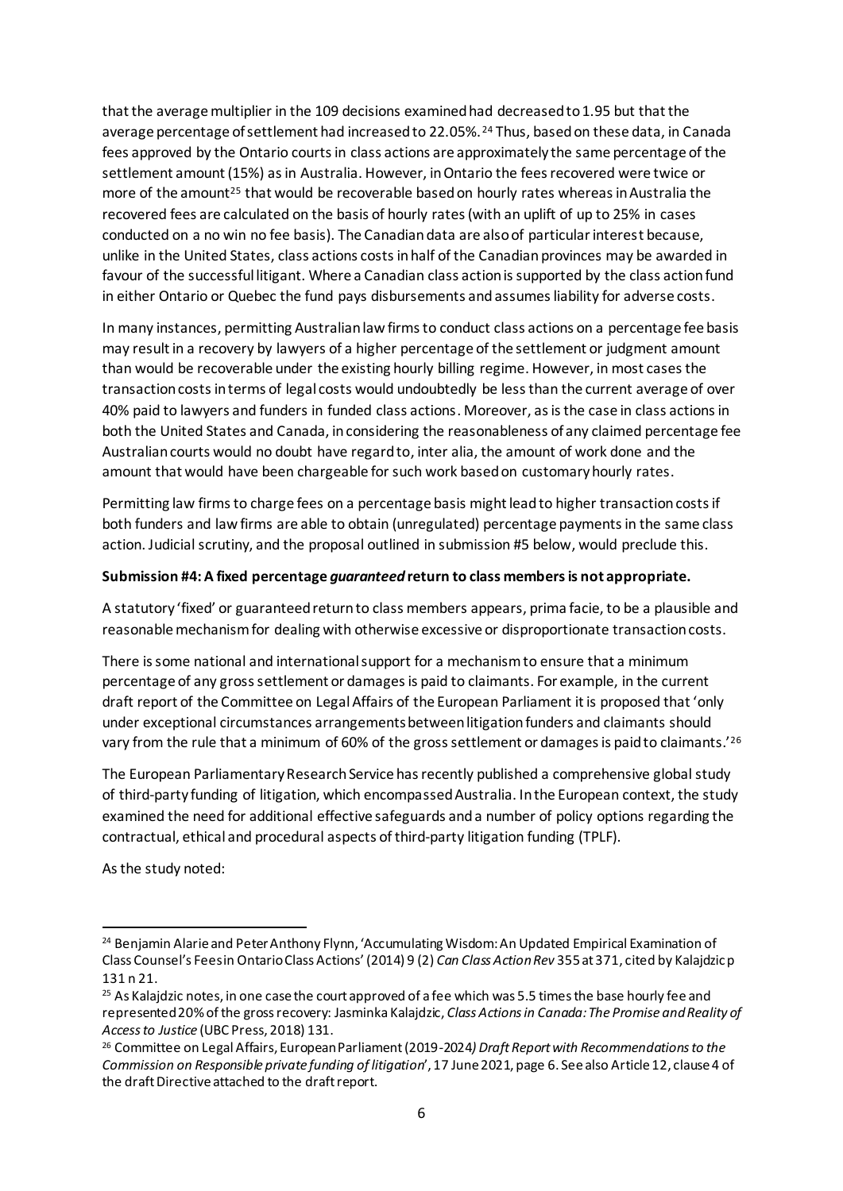that the average multiplier in the 109 decisions examined had decreased to 1.95 but that the average percentage of settlement had increased to 22.05%.[24] Thus, based on these data, in Canada fees approved by the Ontario courts in class actions are approximately the same percentage of the settlement amount (15%) as in Australia. However, in Ontario the fees recovered were twice or more of the amount[25] that would be recoverable based on hourly rates whereas in Australia the recovered fees are calculated on the basis of hourly rates (with an uplift of up to 25% in cases conducted on a no win no fee basis). The Canadian data are also of particular interest because, unlike in the United States, class actions costs in half of the Canadian provinces may be awarded in favour of the successful litigant. Where a Canadian class action is supported by the class action fund in either Ontario or Quebec the fund pays disbursements and assumes liability for adverse costs.

In many instances, permitting Australian law firms to conduct class actions on a percentage fee basis may result in a recovery by lawyers of a higher percentage of the settlement or judgment amount than would be recoverable under the existing hourly billing regime. However, in most cases the transaction costs in terms of legal costs would undoubtedly be less than the current average of over 40% paid to lawyers and funders in funded class actions. Moreover, as is the case in class actions in both the United States and Canada, in considering the reasonableness of any claimed percentage fee Australian courts would no doubt have regard to, inter alia, the amount of work done and the amount that would have been chargeable for such work based on customary hourly rates.

Permitting law firms to charge fees on a percentage basis might lead to higher transaction costs if both funders and law firms are able to obtain (unregulated) percentage payments in the same class action. Judicial scrutiny, and the proposal outlined in submission #5 below, would preclude this.

**Submission #4: A fixed percentage *guaranteed* return to class members is not appropriate.**

A statutory 'fixed' or guaranteed return to class members appears, prima facie, to be a plausible and reasonable mechanism for dealing with otherwise excessive or disproportionate transaction costs.

There is some national and international support for a mechanism to ensure that a minimum percentage of any gross settlement or damages is paid to claimants. For example, in the current draft report of the Committee on Legal Affairs of the European Parliament it is proposed that 'only under exceptional circumstances arrangements between litigation funders and claimants should vary from the rule that a minimum of 60% of the gross settlement or damages is paid to claimants.'[26]

The European Parliamentary Research Service has recently published a comprehensive global study of third-party funding of litigation, which encompassed Australia. In the European context, the study examined the need for additional effective safeguards and a number of policy options regarding the contractual, ethical and procedural aspects of third-party litigation funding (TPLF).

As the study noted:

---

[24] Benjamin Alarie and Peter Anthony Flynn, 'Accumulating Wisdom: An Updated Empirical Examination of Class Counsel's Fees in Ontario Class Actions' (2014) 9 (2) *Can Class Action Rev* 355 at 371, cited by Kalajdzic p 131 n 21.

[25] As Kalajdzic notes, in one case the court approved of a fee which was 5.5 times the base hourly fee and represented 20% of the gross recovery: Jasminka Kalajdzic, *Class Actions in Canada: The Promise and Reality of Access to Justice* (UBC Press, 2018) 131.

[26] Committee on Legal Affairs, European Parliament (2019-2024*) Draft Report with Recommendations to the Commission on Responsible private funding of litigation*', 17 June 2021, page 6. See also Article 12, clause 4 of the draft Directive attached to the draft report.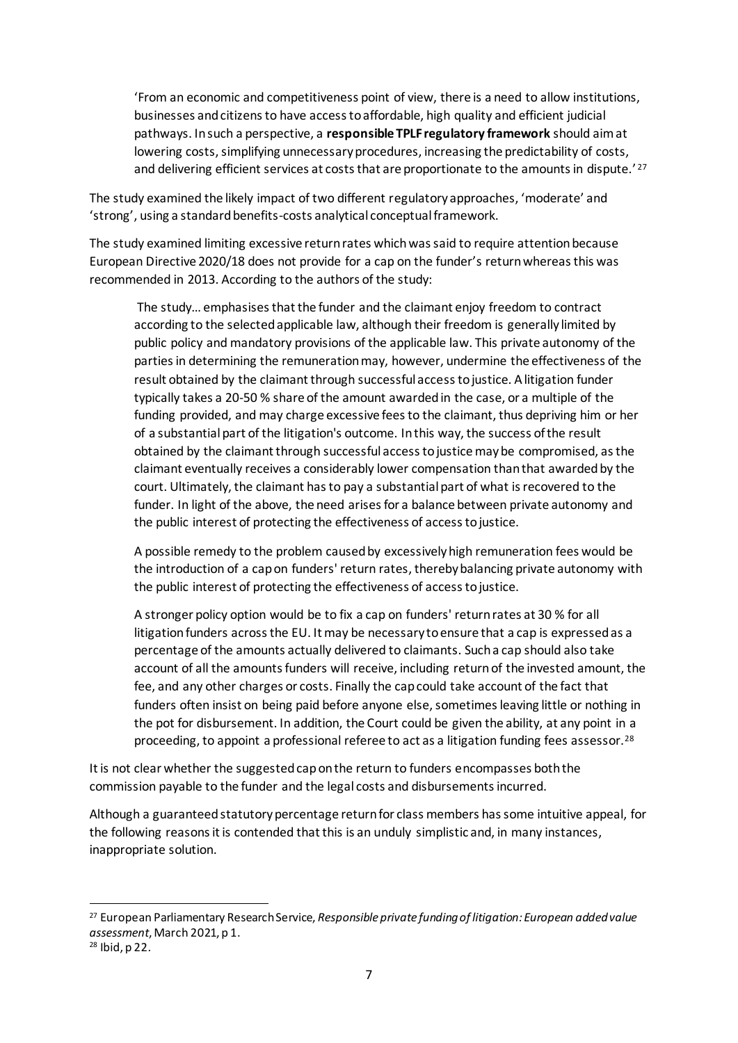> 'From an economic and competitiveness point of view, there is a need to allow institutions, businesses and citizens to have access to affordable, high quality and efficient judicial pathways. In such a perspective, a **responsible TPLF regulatory framework** should aim at lowering costs, simplifying unnecessary procedures, increasing the predictability of costs, and delivering efficient services at costs that are proportionate to the amounts in dispute.' [27]

The study examined the likely impact of two different regulatory approaches, 'moderate' and 'strong', using a standard benefits-costs analytical conceptual framework.

The study examined limiting excessive return rates which was said to require attention because European Directive 2020/18 does not provide for a cap on the funder's return whereas this was recommended in 2013. According to the authors of the study:

> The study… emphasises that the funder and the claimant enjoy freedom to contract according to the selected applicable law, although their freedom is generally limited by public policy and mandatory provisions of the applicable law. This private autonomy of the parties in determining the remuneration may, however, undermine the effectiveness of the result obtained by the claimant through successful access to justice. A litigation funder typically takes a 20-50 % share of the amount awarded in the case, or a multiple of the funding provided, and may charge excessive fees to the claimant, thus depriving him or her of a substantial part of the litigation's outcome. In this way, the success of the result obtained by the claimant through successful access to justice may be compromised, as the claimant eventually receives a considerably lower compensation than that awarded by the court. Ultimately, the claimant has to pay a substantial part of what is recovered to the funder. In light of the above, the need arises for a balance between private autonomy and the public interest of protecting the effectiveness of access to justice.
>
> A possible remedy to the problem caused by excessively high remuneration fees would be the introduction of a cap on funders' return rates, thereby balancing private autonomy with the public interest of protecting the effectiveness of access to justice.
>
> A stronger policy option would be to fix a cap on funders' return rates at 30 % for all litigation funders across the EU. It may be necessary to ensure that a cap is expressed as a percentage of the amounts actually delivered to claimants. Such a cap should also take account of all the amounts funders will receive, including return of the invested amount, the fee, and any other charges or costs. Finally the cap could take account of the fact that funders often insist on being paid before anyone else, sometimes leaving little or nothing in the pot for disbursement. In addition, the Court could be given the ability, at any point in a proceeding, to appoint a professional referee to act as a litigation funding fees assessor.[28]

It is not clear whether the suggested cap on the return to funders encompasses both the commission payable to the funder and the legal costs and disbursements incurred.

Although a guaranteed statutory percentage return for class members has some intuitive appeal, for the following reasons it is contended that this is an unduly simplistic and, in many instances, inappropriate solution.

---

[27] European Parliamentary Research Service, *Responsible private funding of litigation: European added value assessment*, March 2021, p 1.

[28] Ibid, p 22.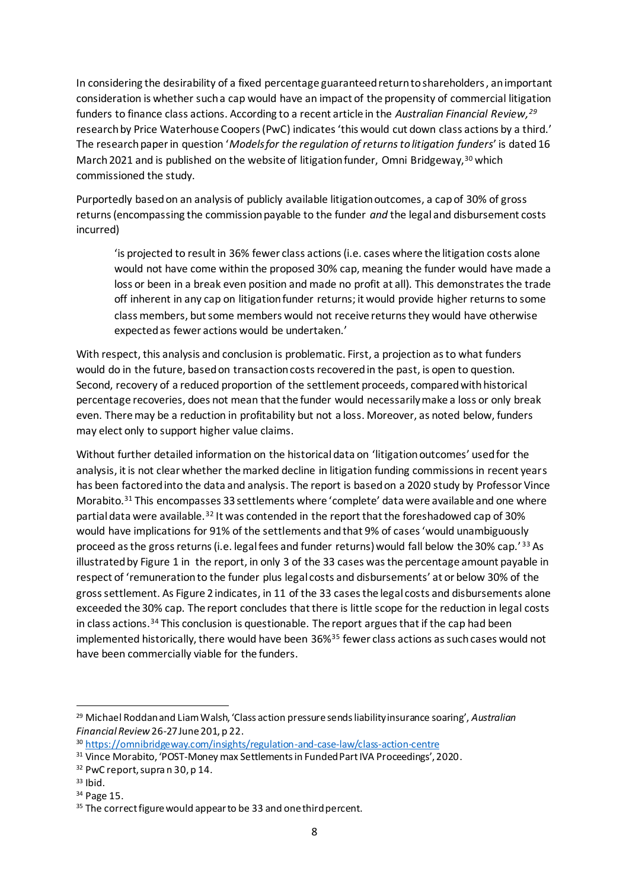In considering the desirability of a fixed percentage guaranteed return to shareholders, an important consideration is whether such a cap would have an impact of the propensity of commercial litigation funders to finance class actions. According to a recent article in the *Australian Financial Review,*[29] research by Price Waterhouse Coopers (PwC) indicates 'this would cut down class actions by a third.' The research paper in question '*Models for the regulation of returns to litigation funders*' is dated 16 March 2021 and is published on the website of litigation funder, Omni Bridgeway,[30] which commissioned the study.

Purportedly based on an analysis of publicly available litigation outcomes, a cap of 30% of gross returns (encompassing the commission payable to the funder *and* the legal and disbursement costs incurred)

> 'is projected to result in 36% fewer class actions (i.e. cases where the litigation costs alone would not have come within the proposed 30% cap, meaning the funder would have made a loss or been in a break even position and made no profit at all). This demonstrates the trade off inherent in any cap on litigation funder returns; it would provide higher returns to some class members, but some members would not receive returns they would have otherwise expected as fewer actions would be undertaken.'

With respect, this analysis and conclusion is problematic. First, a projection as to what funders would do in the future, based on transaction costs recovered in the past, is open to question. Second, recovery of a reduced proportion of the settlement proceeds, compared with historical percentage recoveries, does not mean that the funder would necessarily make a loss or only break even. There may be a reduction in profitability but not a loss. Moreover, as noted below, funders may elect only to support higher value claims.

Without further detailed information on the historical data on 'litigation outcomes' used for the analysis, it is not clear whether the marked decline in litigation funding commissions in recent years has been factored into the data and analysis. The report is based on a 2020 study by Professor Vince Morabito.[31] This encompasses 33 settlements where 'complete' data were available and one where partial data were available.[32] It was contended in the report that the foreshadowed cap of 30% would have implications for 91% of the settlements and that 9% of cases 'would unambiguously proceed as the gross returns (i.e. legal fees and funder returns) would fall below the 30% cap.'[33] As illustrated by Figure 1 in the report, in only 3 of the 33 cases was the percentage amount payable in respect of 'remuneration to the funder plus legal costs and disbursements' at or below 30% of the gross settlement. As Figure 2 indicates, in 11 of the 33 cases the legal costs and disbursements alone exceeded the 30% cap. The report concludes that there is little scope for the reduction in legal costs in class actions.[34] This conclusion is questionable. The report argues that if the cap had been implemented historically, there would have been 36%[35] fewer class actions as such cases would not have been commercially viable for the funders.

---

[29] Michael Roddan and Liam Walsh, 'Class action pressure sends liability insurance soaring', *Australian Financial Review* 26-27 June 201, p 22.

[30] https://omnibridgeway.com/insights/regulation-and-case-law/class-action-centre

[31] Vince Morabito, 'POST-Money max Settlements in Funded Part IVA Proceedings', 2020.

[32] PwC report, supra n 30, p 14.

[33] Ibid.

[34] Page 15.

[35] The correct figure would appear to be 33 and one third percent.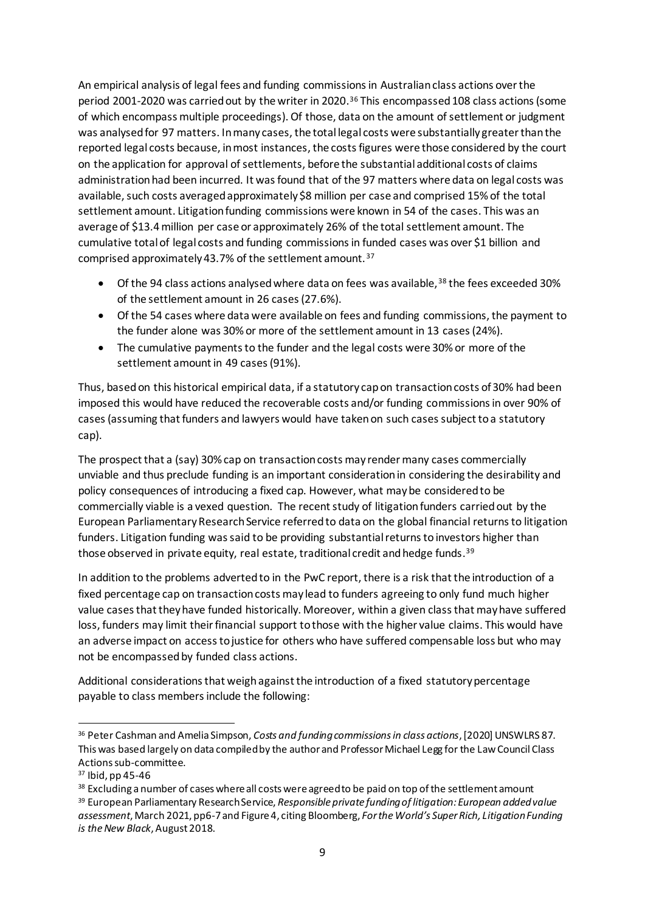An empirical analysis of legal fees and funding commissions in Australian class actions over the period 2001-2020 was carried out by the writer in 2020.[36] This encompassed 108 class actions (some of which encompass multiple proceedings). Of those, data on the amount of settlement or judgment was analysed for 97 matters. In many cases, the total legal costs were substantially greater than the reported legal costs because, in most instances, the costs figures were those considered by the court on the application for approval of settlements, before the substantial additional costs of claims administration had been incurred. It was found that of the 97 matters where data on legal costs was available, such costs averaged approximately $8 million per case and comprised 15% of the total settlement amount. Litigation funding commissions were known in 54 of the cases. This was an average of $13.4 million per case or approximately 26% of the total settlement amount. The cumulative total of legal costs and funding commissions in funded cases was over $1 billion and comprised approximately 43.7% of the settlement amount.[37]

- Of the 94 class actions analysed where data on fees was available,[38] the fees exceeded 30% of the settlement amount in 26 cases (27.6%).
- Of the 54 cases where data were available on fees and funding commissions, the payment to the funder alone was 30% or more of the settlement amount in 13 cases (24%).
- The cumulative payments to the funder and the legal costs were 30% or more of the settlement amount in 49 cases (91%).

Thus, based on this historical empirical data, if a statutory cap on transaction costs of 30% had been imposed this would have reduced the recoverable costs and/or funding commissions in over 90% of cases (assuming that funders and lawyers would have taken on such cases subject to a statutory cap).

The prospect that a (say) 30% cap on transaction costs may render many cases commercially unviable and thus preclude funding is an important consideration in considering the desirability and policy consequences of introducing a fixed cap. However, what may be considered to be commercially viable is a vexed question. The recent study of litigation funders carried out by the European Parliamentary Research Service referred to data on the global financial returns to litigation funders. Litigation funding was said to be providing substantial returns to investors higher than those observed in private equity, real estate, traditional credit and hedge funds.[39]

In addition to the problems adverted to in the PwC report, there is a risk that the introduction of a fixed percentage cap on transaction costs may lead to funders agreeing to only fund much higher value cases that they have funded historically. Moreover, within a given class that may have suffered loss, funders may limit their financial support to those with the higher value claims. This would have an adverse impact on access to justice for others who have suffered compensable loss but who may not be encompassed by funded class actions.

Additional considerations that weigh against the introduction of a fixed statutory percentage payable to class members include the following:

---

[36] Peter Cashman and Amelia Simpson, *Costs and funding commissions in class actions*, [2020] UNSWLRS 87. This was based largely on data compiled by the author and Professor Michael Legg for the Law Council Class Actions sub-committee.

[37] Ibid, pp 45-46

[38] Excluding a number of cases where all costs were agreed to be paid on top of the settlement amount

[39] European Parliamentary Research Service, *Responsible private funding of litigation: European added value assessment*, March 2021, pp6-7 and Figure 4, citing Bloomberg, *For the World's Super Rich, Litigation Funding is the New Black*, August 2018.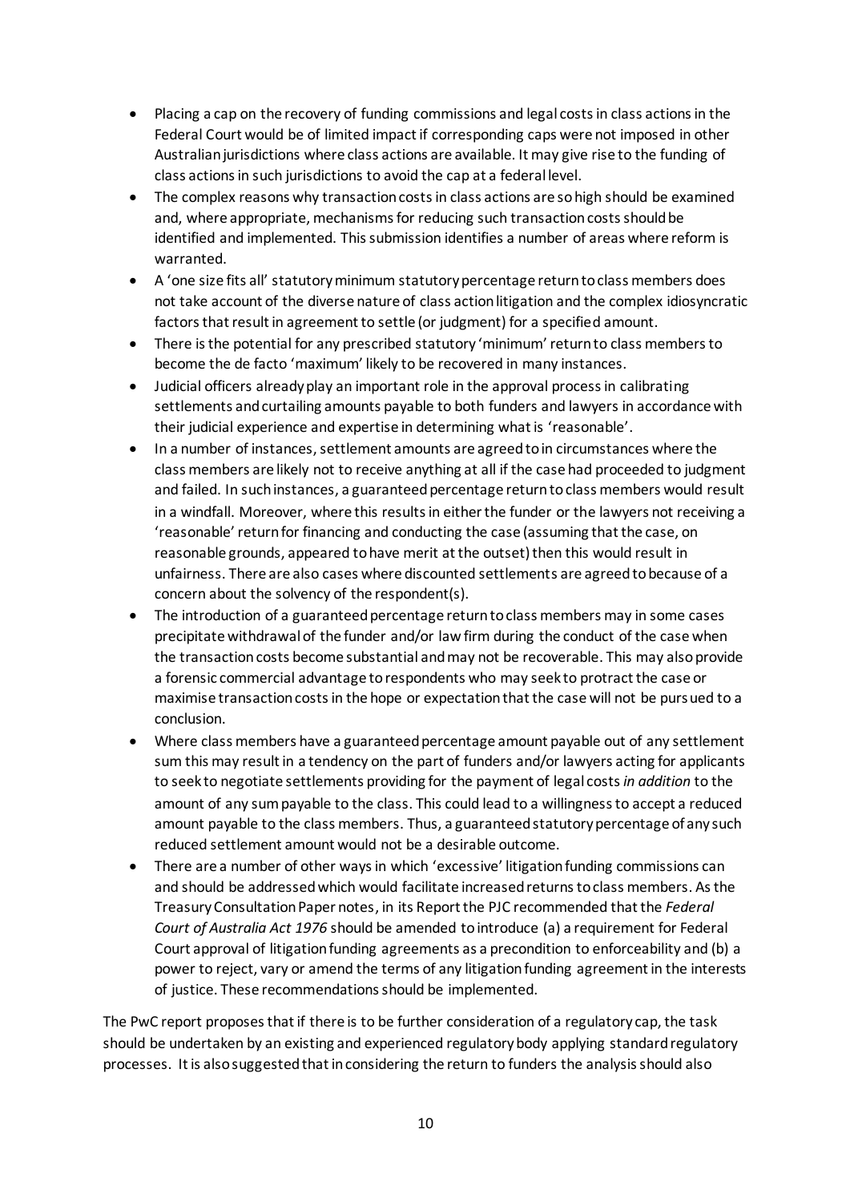- Placing a cap on the recovery of funding commissions and legal costs in class actions in the Federal Court would be of limited impact if corresponding caps were not imposed in other Australian jurisdictions where class actions are available. It may give rise to the funding of class actions in such jurisdictions to avoid the cap at a federal level.
- The complex reasons why transaction costs in class actions are so high should be examined and, where appropriate, mechanisms for reducing such transaction costs should be identified and implemented. This submission identifies a number of areas where reform is warranted.
- A 'one size fits all' statutory minimum statutory percentage return to class members does not take account of the diverse nature of class action litigation and the complex idiosyncratic factors that result in agreement to settle (or judgment) for a specified amount.
- There is the potential for any prescribed statutory 'minimum' return to class members to become the de facto 'maximum' likely to be recovered in many instances.
- Judicial officers already play an important role in the approval process in calibrating settlements and curtailing amounts payable to both funders and lawyers in accordance with their judicial experience and expertise in determining what is 'reasonable'.
- In a number of instances, settlement amounts are agreed to in circumstances where the class members are likely not to receive anything at all if the case had proceeded to judgment and failed. In such instances, a guaranteed percentage return to class members would result in a windfall. Moreover, where this results in either the funder or the lawyers not receiving a 'reasonable' return for financing and conducting the case (assuming that the case, on reasonable grounds, appeared to have merit at the outset) then this would result in unfairness. There are also cases where discounted settlements are agreed to because of a concern about the solvency of the respondent(s).
- The introduction of a guaranteed percentage return to class members may in some cases precipitate withdrawal of the funder and/or law firm during the conduct of the case when the transaction costs become substantial and may not be recoverable. This may also provide a forensic commercial advantage to respondents who may seek to protract the case or maximise transaction costs in the hope or expectation that the case will not be pursued to a conclusion.
- Where class members have a guaranteed percentage amount payable out of any settlement sum this may result in a tendency on the part of funders and/or lawyers acting for applicants to seek to negotiate settlements providing for the payment of legal costs *in addition* to the amount of any sum payable to the class. This could lead to a willingness to accept a reduced amount payable to the class members. Thus, a guaranteed statutory percentage of any such reduced settlement amount would not be a desirable outcome.
- There are a number of other ways in which 'excessive' litigation funding commissions can and should be addressed which would facilitate increased returns to class members. As the Treasury Consultation Paper notes, in its Report the PJC recommended that the *Federal Court of Australia Act 1976* should be amended to introduce (a) a requirement for Federal Court approval of litigation funding agreements as a precondition to enforceability and (b) a power to reject, vary or amend the terms of any litigation funding agreement in the interests of justice. These recommendations should be implemented.

The PwC report proposes that if there is to be further consideration of a regulatory cap, the task should be undertaken by an existing and experienced regulatory body applying standard regulatory processes. It is also suggested that in considering the return to funders the analysis should also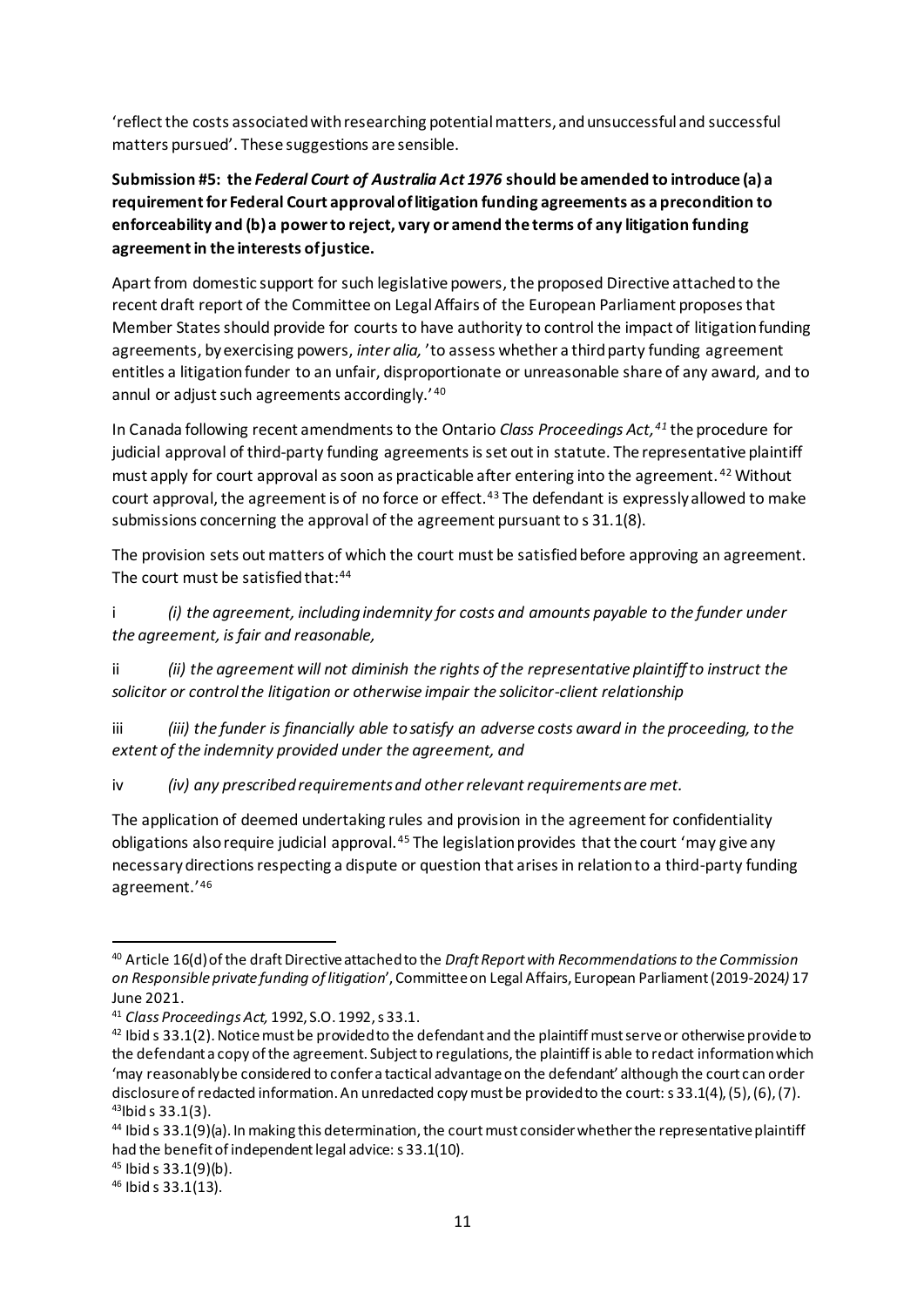'reflect the costs associated with researching potential matters, and unsuccessful and successful matters pursued'. These suggestions are sensible.

**Submission #5: the *Federal Court of Australia Act 1976* should be amended to introduce (a) a requirement for Federal Court approval of litigation funding agreements as a precondition to enforceability and (b) a power to reject, vary or amend the terms of any litigation funding agreement in the interests of justice.**

Apart from domestic support for such legislative powers, the proposed Directive attached to the recent draft report of the Committee on Legal Affairs of the European Parliament proposes that Member States should provide for courts to have authority to control the impact of litigation funding agreements, by exercising powers, *inter alia,* 'to assess whether a third party funding agreement entitles a litigation funder to an unfair, disproportionate or unreasonable share of any award, and to annul or adjust such agreements accordingly.'[40]

In Canada following recent amendments to the Ontario *Class Proceedings Act,*[41] the procedure for judicial approval of third-party funding agreements is set out in statute. The representative plaintiff must apply for court approval as soon as practicable after entering into the agreement.[42] Without court approval, the agreement is of no force or effect.[43] The defendant is expressly allowed to make submissions concerning the approval of the agreement pursuant to s 31.1(8).

The provision sets out matters of which the court must be satisfied before approving an agreement. The court must be satisfied that:[44]

i *(i) the agreement, including indemnity for costs and amounts payable to the funder under the agreement, is fair and reasonable,*

ii *(ii) the agreement will not diminish the rights of the representative plaintiff to instruct the solicitor or control the litigation or otherwise impair the solicitor-client relationship*

iii *(iii) the funder is financially able to satisfy an adverse costs award in the proceeding, to the extent of the indemnity provided under the agreement, and*

iv *(iv) any prescribed requirements and other relevant requirements are met.*

The application of deemed undertaking rules and provision in the agreement for confidentiality obligations also require judicial approval.[45] The legislation provides that the court 'may give any necessary directions respecting a dispute or question that arises in relation to a third-party funding agreement.'[46]

---

[40] Article 16(d) of the draft Directive attached to the *Draft Report with Recommendations to the Commission on Responsible private funding of litigation*', Committee on Legal Affairs, European Parliament (2019-2024*)* 17 June 2021.

[41] *Class Proceedings Act,* 1992, S.O. 1992, s 33.1.

[42] Ibid s 33.1(2). Notice must be provided to the defendant and the plaintiff must serve or otherwise provide to the defendant a copy of the agreement. Subject to regulations, the plaintiff is able to redact information which 'may reasonably be considered to confer a tactical advantage on the defendant' although the court can order disclosure of redacted information. An unredacted copy must be provided to the court: s 33.1(4), (5), (6), (7).

[43] Ibid s 33.1(3).

[44] Ibid s 33.1(9)(a). In making this determination, the court must consider whether the representative plaintiff had the benefit of independent legal advice: s 33.1(10).

[45] Ibid s 33.1(9)(b).

[46] Ibid s 33.1(13).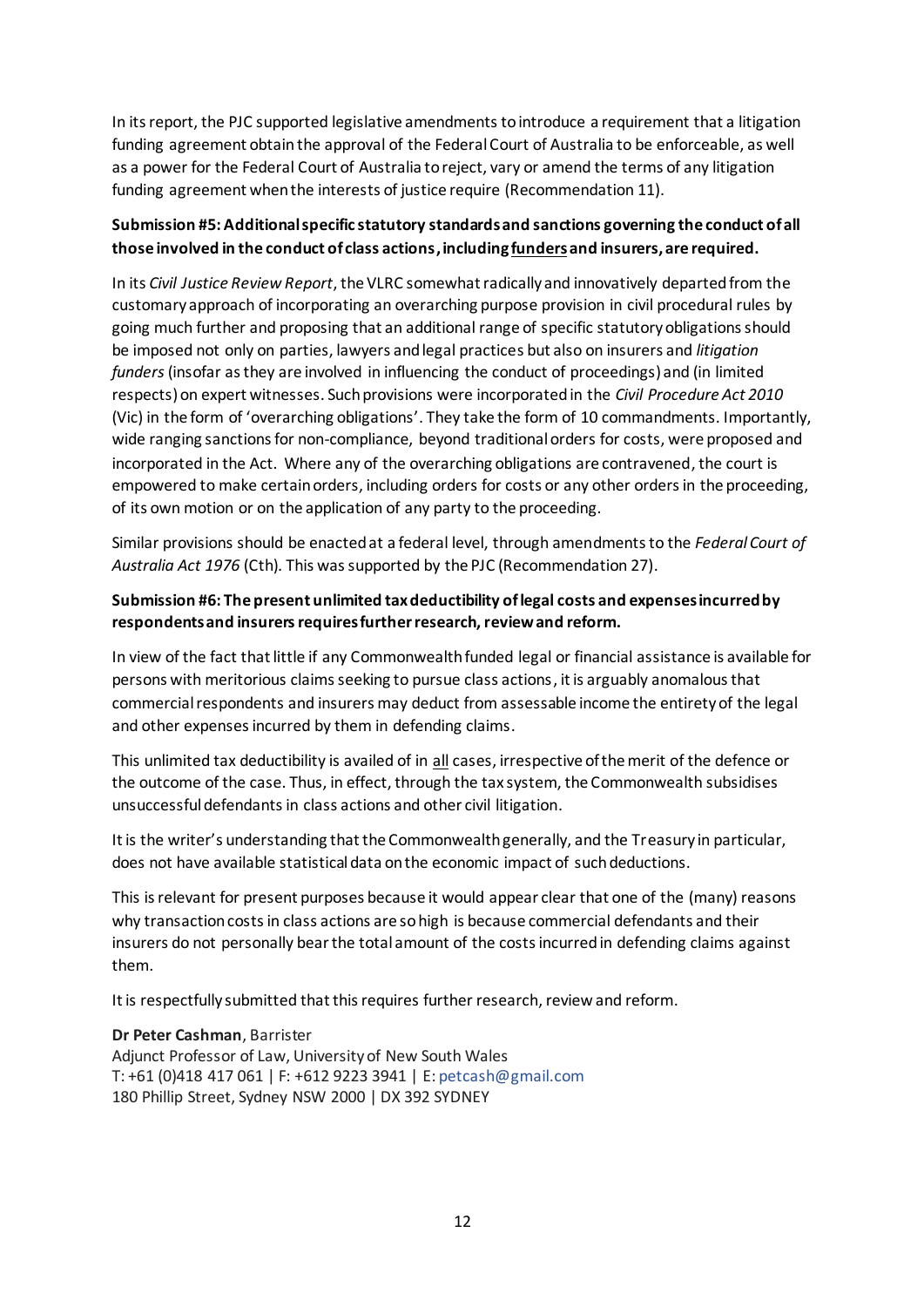In its report, the PJC supported legislative amendments to introduce a requirement that a litigation funding agreement obtain the approval of the Federal Court of Australia to be enforceable, as well as a power for the Federal Court of Australia to reject, vary or amend the terms of any litigation funding agreement when the interests of justice require (Recommendation 11).

**Submission #5: Additional specific statutory standards and sanctions governing the conduct of all those involved in the conduct of class actions, including <u>funders</u> and insurers, are required.**

In its *Civil Justice Review Report*, the VLRC somewhat radically and innovatively departed from the customary approach of incorporating an overarching purpose provision in civil procedural rules by going much further and proposing that an additional range of specific statutory obligations should be imposed not only on parties, lawyers and legal practices but also on insurers and *litigation funders* (insofar as they are involved in influencing the conduct of proceedings) and (in limited respects) on expert witnesses. Such provisions were incorporated in the *Civil Procedure Act 2010* (Vic) in the form of 'overarching obligations'. They take the form of 10 commandments. Importantly, wide ranging sanctions for non-compliance, beyond traditional orders for costs, were proposed and incorporated in the Act. Where any of the overarching obligations are contravened, the court is empowered to make certain orders, including orders for costs or any other orders in the proceeding, of its own motion or on the application of any party to the proceeding.

Similar provisions should be enacted at a federal level, through amendments to the *Federal Court of Australia Act 1976* (Cth). This was supported by the PJC (Recommendation 27).

**Submission #6: The present unlimited tax deductibility of legal costs and expenses incurred by respondents and insurers requires further research, review and reform.**

In view of the fact that little if any Commonwealth funded legal or financial assistance is available for persons with meritorious claims seeking to pursue class actions, it is arguably anomalous that commercial respondents and insurers may deduct from assessable income the entirety of the legal and other expenses incurred by them in defending claims.

This unlimited tax deductibility is availed of in <u>all</u> cases, irrespective of the merit of the defence or the outcome of the case. Thus, in effect, through the tax system, the Commonwealth subsidises unsuccessful defendants in class actions and other civil litigation.

It is the writer's understanding that the Commonwealth generally, and the Treasury in particular, does not have available statistical data on the economic impact of such deductions.

This is relevant for present purposes because it would appear clear that one of the (many) reasons why transaction costs in class actions are so high is because commercial defendants and their insurers do not personally bear the total amount of the costs incurred in defending claims against them.

It is respectfully submitted that this requires further research, review and reform.

**Dr Peter Cashman**, Barrister
Adjunct Professor of Law, University of New South Wales
T: +61 (0)418 417 061 | F: +612 9223 3941 | E: petcash@gmail.com
180 Phillip Street, Sydney NSW 2000 | DX 392 SYDNEY